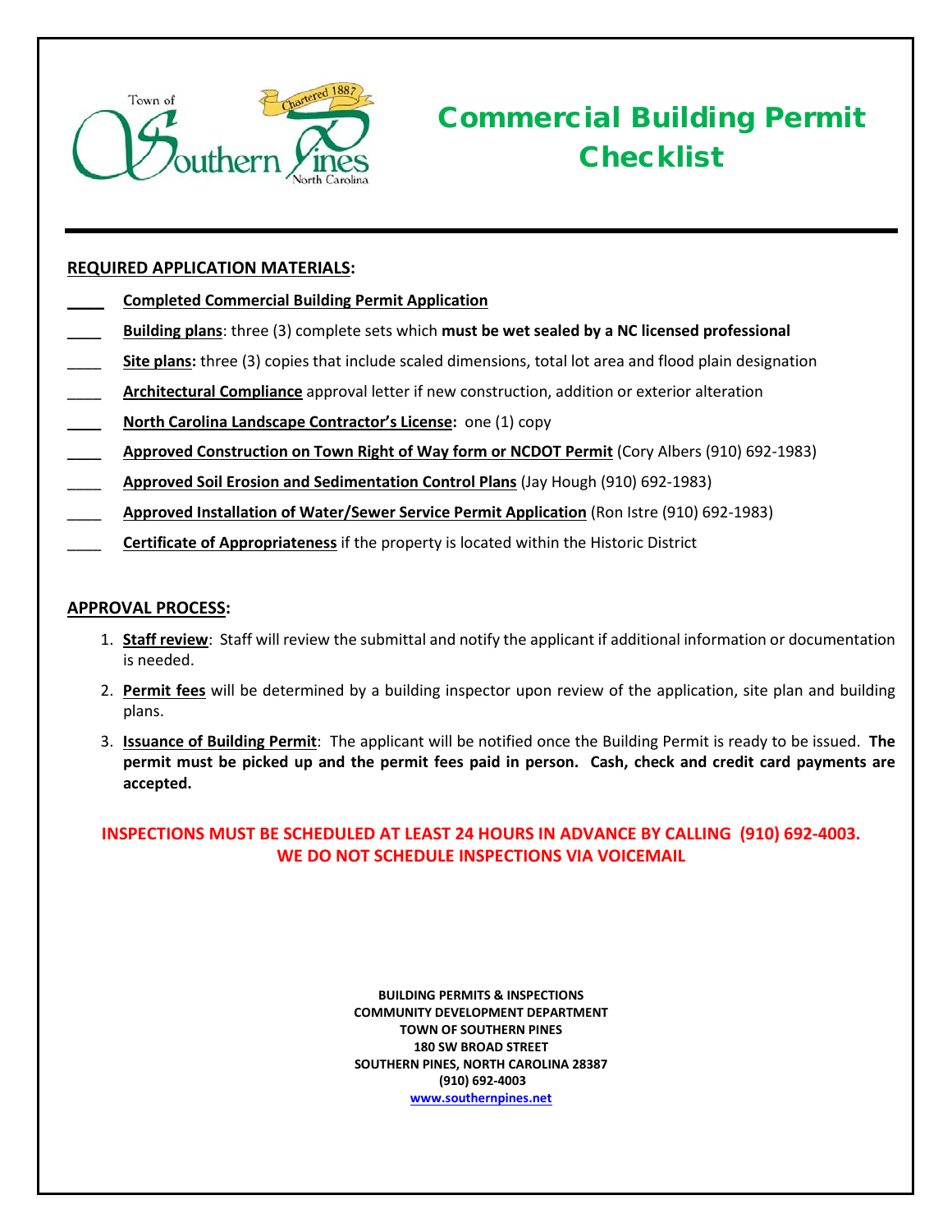Town of Southern Pines, North Carolina — Chartered 1887

# Commercial Building Permit Checklist

## REQUIRED APPLICATION MATERIALS:

- ____ **Completed Commercial Building Permit Application**
- ____ **Building plans**: three (3) complete sets which **must be wet sealed by a NC licensed professional**
- ____ **Site plans:** three (3) copies that include scaled dimensions, total lot area and flood plain designation
- ____ **Architectural Compliance** approval letter if new construction, addition or exterior alteration
- ____ **North Carolina Landscape Contractor's License:** one (1) copy
- ____ **Approved Construction on Town Right of Way form or NCDOT Permit** (Cory Albers (910) 692-1983)
- ____ **Approved Soil Erosion and Sedimentation Control Plans** (Jay Hough (910) 692-1983)
- ____ **Approved Installation of Water/Sewer Service Permit Application** (Ron Istre (910) 692-1983)
- ____ **Certificate of Appropriateness** if the property is located within the Historic District

## APPROVAL PROCESS:

1. **Staff review**: Staff will review the submittal and notify the applicant if additional information or documentation is needed.
2. **Permit fees** will be determined by a building inspector upon review of the application, site plan and building plans.
3. **Issuance of Building Permit**: The applicant will be notified once the Building Permit is ready to be issued. **The permit must be picked up and the permit fees paid in person. Cash, check and credit card payments are accepted.**

**INSPECTIONS MUST BE SCHEDULED AT LEAST 24 HOURS IN ADVANCE BY CALLING (910) 692-4003. WE DO NOT SCHEDULE INSPECTIONS VIA VOICEMAIL**

**BUILDING PERMITS & INSPECTIONS**
**COMMUNITY DEVELOPMENT DEPARTMENT**
**TOWN OF SOUTHERN PINES**
**180 SW BROAD STREET**
**SOUTHERN PINES, NORTH CAROLINA 28387**
**(910) 692-4003**
**www.southernpines.net**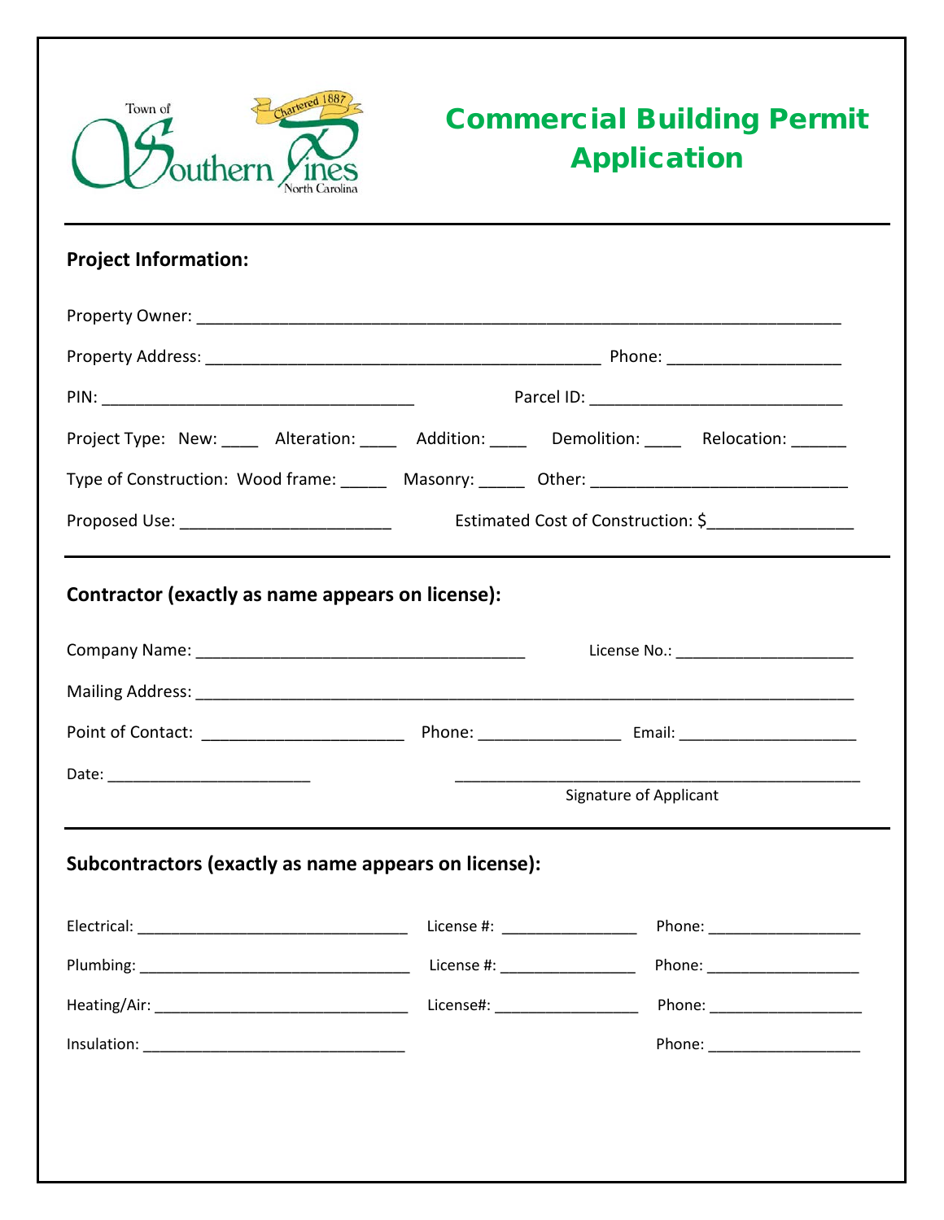Town of Southern Pines, North Carolina — Chartered 1887

# Commercial Building Permit Application

## Project Information:

Property Owner: ______________________________________________________________________

Property Address: ___________________________________________ Phone: ___________________

PIN: __________________________________ Parcel ID: ____________________________

Project Type: New: ____ Alteration: ____ Addition: ____ Demolition: ____ Relocation: ______

Type of Construction: Wood frame: _____ Masonry: _____ Other: ___________________________

Proposed Use: _______________________ Estimated Cost of Construction: $________________

## Contractor (exactly as name appears on license):

Company Name: ____________________________________ License No.: ____________________

Mailing Address: _______________________________________________________________________

Point of Contact: ______________________ Phone: _______________ Email: ____________________

Date: ______________________ _____________________________________________

Signature of Applicant

## Subcontractors (exactly as name appears on license):

Electrical: ______________________________ License #: _______________ Phone: _________________

Plumbing: ______________________________ License #: _______________ Phone: _________________

Heating/Air: ____________________________ License#: ________________ Phone: _________________

Insulation: ______________________________ Phone: _________________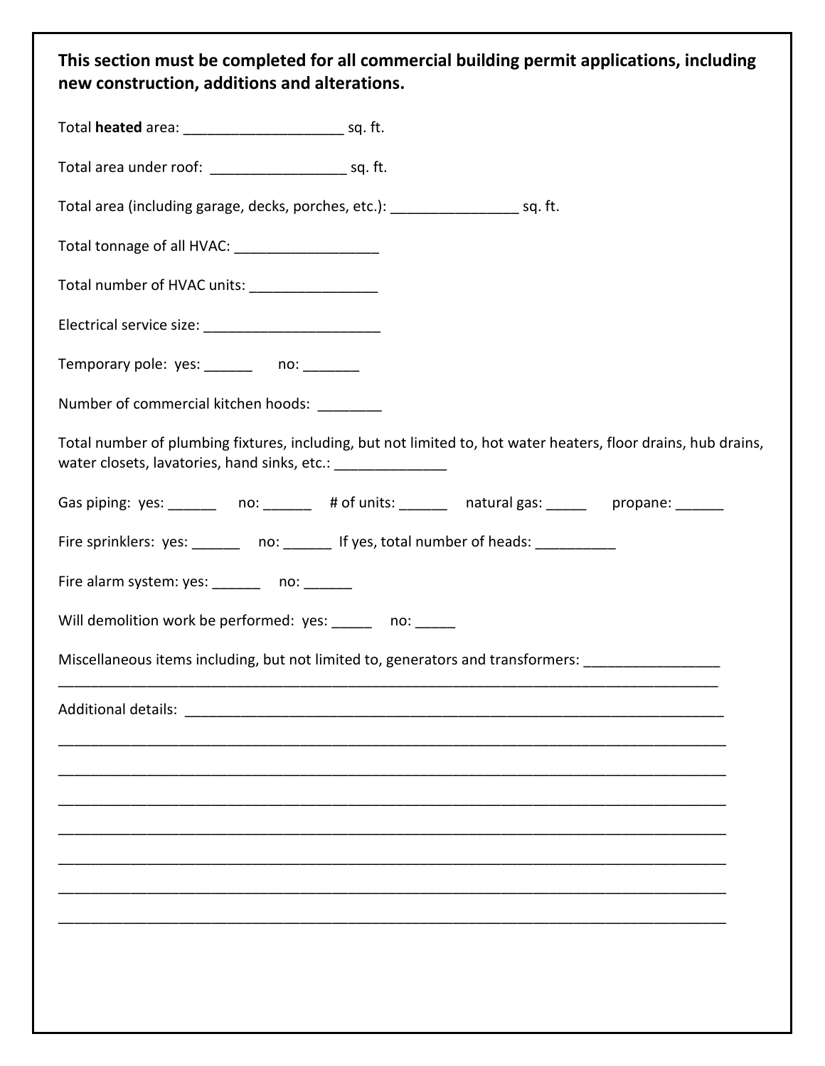**This section must be completed for all commercial building permit applications, including new construction, additions and alterations.**

Total **heated** area: ____________________ sq. ft.

Total area under roof: _________________ sq. ft.

Total area (including garage, decks, porches, etc.): ________________ sq. ft.

Total tonnage of all HVAC: __________________

Total number of HVAC units: ________________

Electrical service size: ______________________

Temporary pole: yes: ______ no: _______

Number of commercial kitchen hoods: ________

Total number of plumbing fixtures, including, but not limited to, hot water heaters, floor drains, hub drains, water closets, lavatories, hand sinks, etc.: ______________

Gas piping: yes: ______ no: ______ # of units: ______ natural gas: _____ propane: ______

Fire sprinklers: yes: ______ no: ______ If yes, total number of heads: __________

Fire alarm system: yes: ______ no: ______

Will demolition work be performed: yes: _____ no: _____

Miscellaneous items including, but not limited to, generators and transformers: _________________
_____________________________________________________________________________________

Additional details: ______________________________________________________________________
_____________________________________________________________________________________
_____________________________________________________________________________________
_____________________________________________________________________________________
_____________________________________________________________________________________
_____________________________________________________________________________________
_____________________________________________________________________________________
_____________________________________________________________________________________